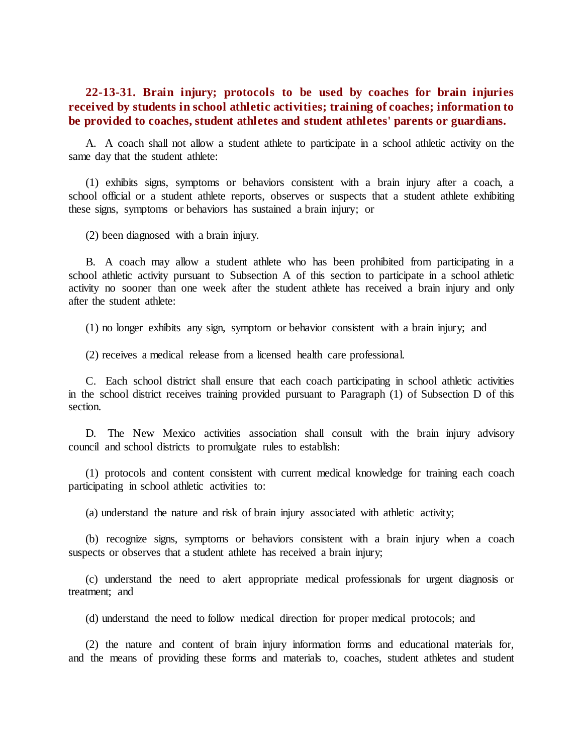**22-13-31. Brain injury; protocols to be used by coaches for brain injuries received by students in school athletic activities; training of coaches; information to be provided to coaches, student athletes and student athletes' parents or guardians.**

A. A coach shall not allow a student athlete to participate in a school athletic activity on the same day that the student athlete:

(1) exhibits signs, symptoms or behaviors consistent with a brain injury after a coach, a school official or a student athlete reports, observes or suspects that a student athlete exhibiting these signs, symptoms or behaviors has sustained a brain injury; or

(2) been diagnosed with a brain injury.

B. A coach may allow a student athlete who has been prohibited from participating in a school athletic activity pursuant to Subsection A of this section to participate in a school athletic activity no sooner than one week after the student athlete has received a brain injury and only after the student athlete:

(1) no longer exhibits any sign, symptom or behavior consistent with a brain injury; and

(2) receives a medical release from a licensed health care professional.

C. Each school district shall ensure that each coach participating in school athletic activities in the school district receives training provided pursuant to Paragraph (1) of Subsection D of this section.

D. The New Mexico activities association shall consult with the brain injury advisory council and school districts to promulgate rules to establish:

(1) protocols and content consistent with current medical knowledge for training each coach participating in school athletic activities to:

(a) understand the nature and risk of brain injury associated with athletic activity;

(b) recognize signs, symptoms or behaviors consistent with a brain injury when a coach suspects or observes that a student athlete has received a brain injury;

(c) understand the need to alert appropriate medical professionals for urgent diagnosis or treatment; and

(d) understand the need to follow medical direction for proper medical protocols; and

(2) the nature and content of brain injury information forms and educational materials for, and the means of providing these forms and materials to, coaches, student athletes and student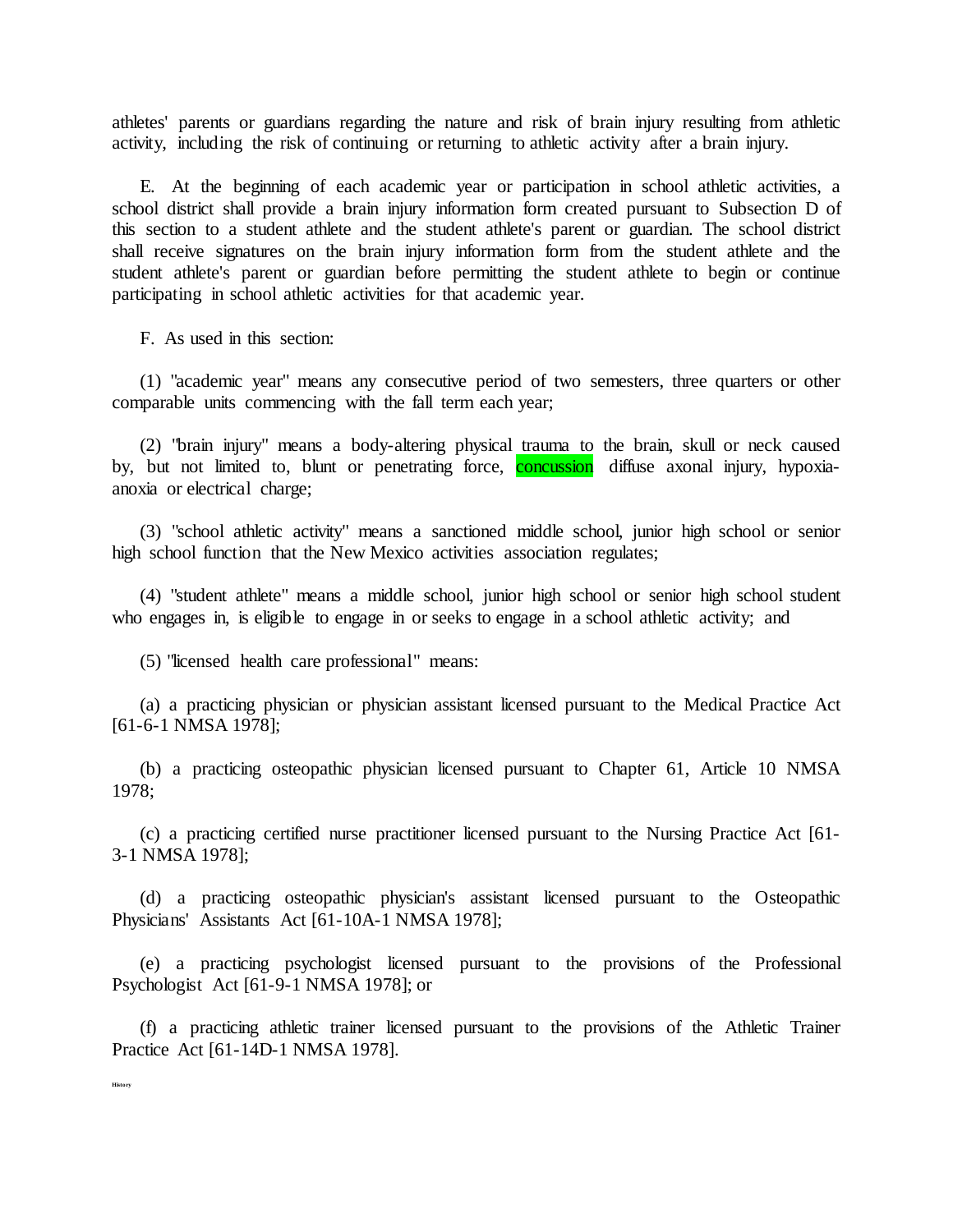athletes' parents or guardians regarding the nature and risk of brain injury resulting from athletic activity, including the risk of continuing or returning to athletic activity after a brain injury.

E. At the beginning of each academic year or participation in school athletic activities, a school district shall provide a brain injury information form created pursuant to Subsection D of this section to a student athlete and the student athlete's parent or guardian. The school district shall receive signatures on the brain injury information form from the student athlete and the student athlete's parent or guardian before permitting the student athlete to begin or continue participating in school athletic activities for that academic year.

F. As used in this section:

(1) "academic year" means any consecutive period of two semesters, three quarters or other comparable units commencing with the fall term each year;

(2) "brain injury" means a body-altering physical trauma to the brain, skull or neck caused by, but not limited to, blunt or penetrating force, concussion diffuse axonal injury, hypoxia-anoxia or electrical charge;

(3) "school athletic activity" means a sanctioned middle school, junior high school or senior high school function that the New Mexico activities association regulates;

(4) "student athlete" means a middle school, junior high school or senior high school student who engages in, is eligible to engage in or seeks to engage in a school athletic activity; and

(5) "licensed health care professional" means:

(a) a practicing physician or physician assistant licensed pursuant to the Medical Practice Act [61-6-1 NMSA 1978];

(b) a practicing osteopathic physician licensed pursuant to Chapter 61, Article 10 NMSA 1978;

(c) a practicing certified nurse practitioner licensed pursuant to the Nursing Practice Act [61-3-1 NMSA 1978];

(d) a practicing osteopathic physician's assistant licensed pursuant to the Osteopathic Physicians' Assistants Act [61-10A-1 NMSA 1978];

(e) a practicing psychologist licensed pursuant to the provisions of the Professional Psychologist Act [61-9-1 NMSA 1978]; or

(f) a practicing athletic trainer licensed pursuant to the provisions of the Athletic Trainer Practice Act [61-14D-1 NMSA 1978].

History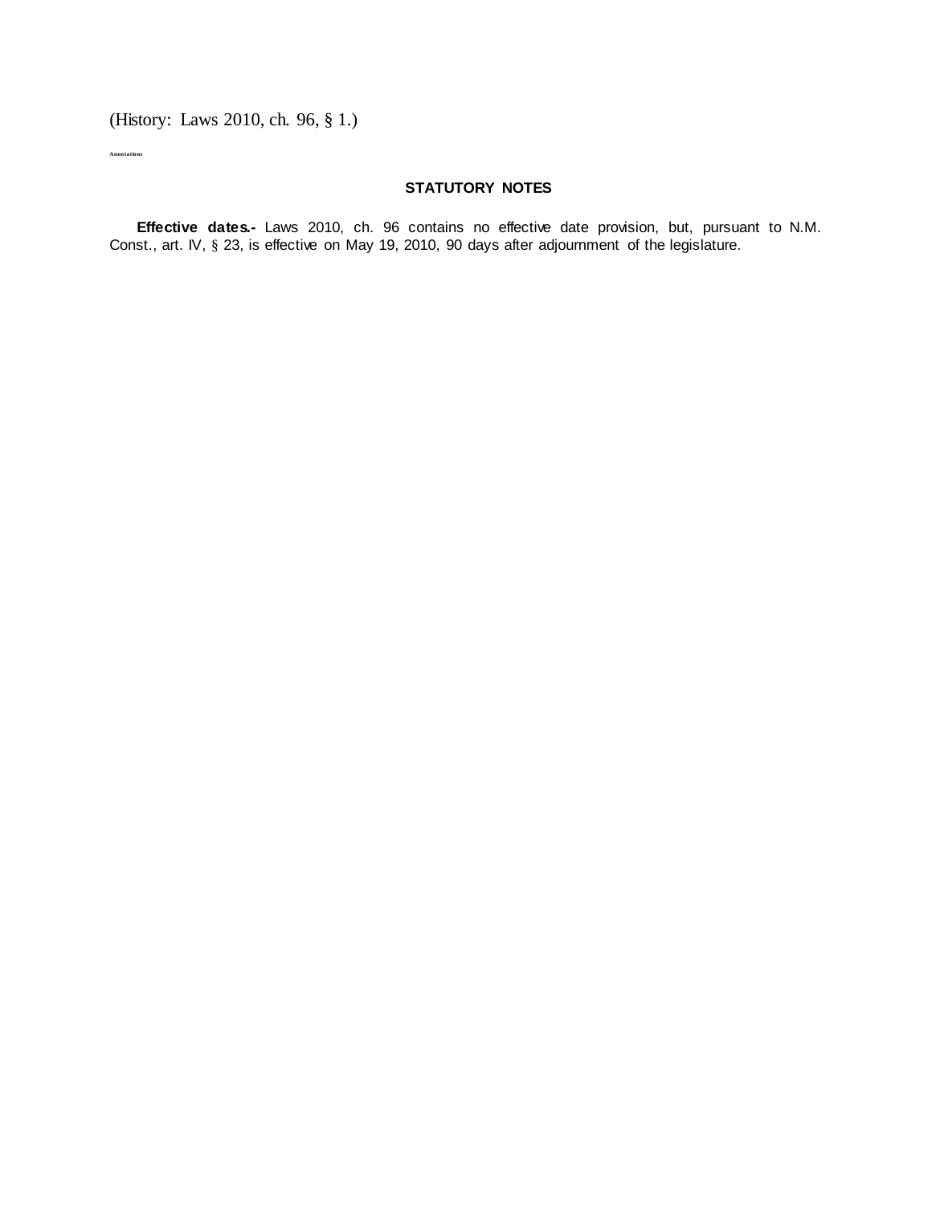(History: Laws 2010, ch. 96, § 1.)

Annotations

## STATUTORY NOTES

**Effective dates.-** Laws 2010, ch. 96 contains no effective date provision, but, pursuant to N.M. Const., art. IV, § 23, is effective on May 19, 2010, 90 days after adjournment of the legislature.